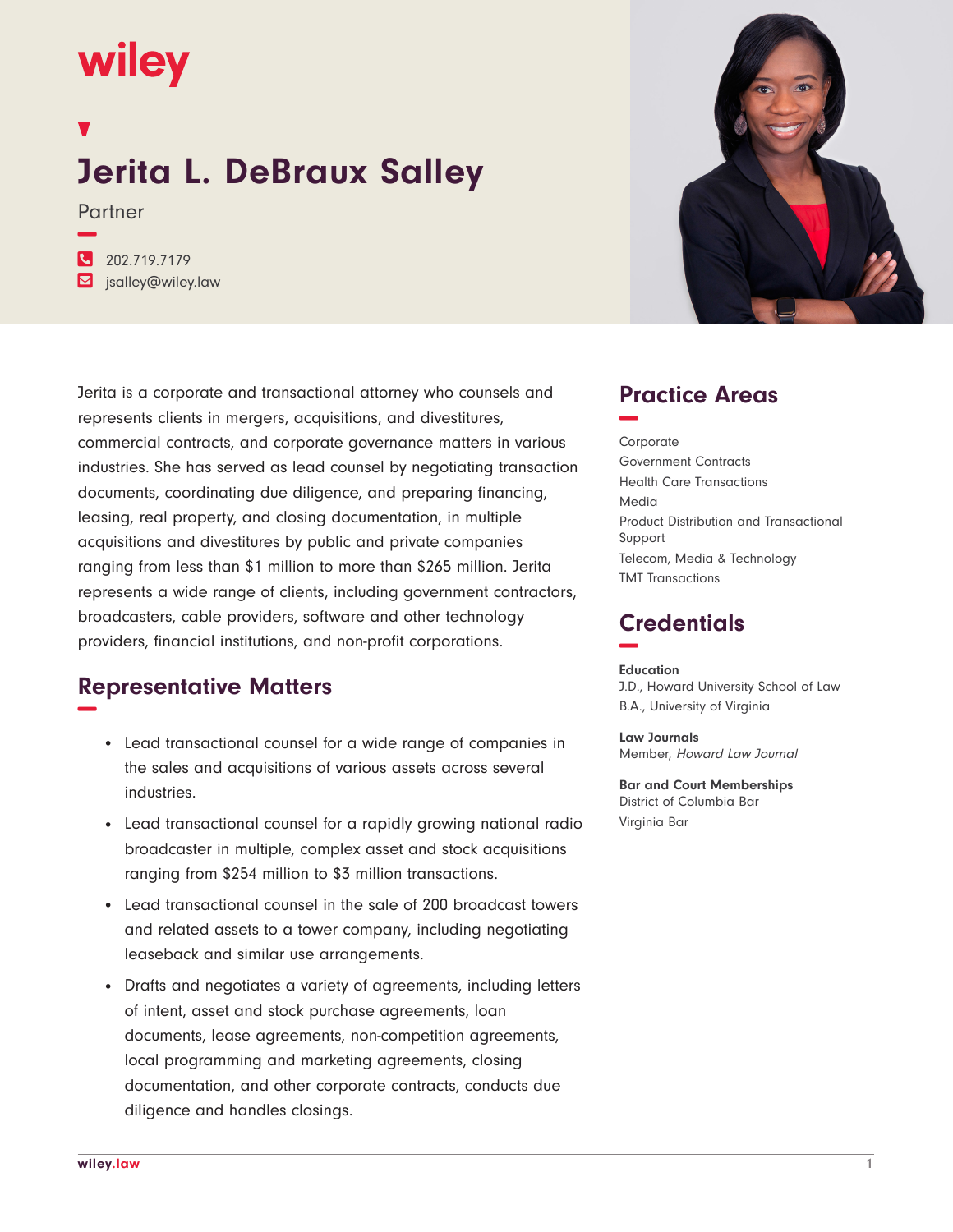# Jerita L. DeBraux Salley

Partner

202.719.7179
jsalley@wiley.law

Jerita is a corporate and transactional attorney who counsels and represents clients in mergers, acquisitions, and divestitures, commercial contracts, and corporate governance matters in various industries. She has served as lead counsel by negotiating transaction documents, coordinating due diligence, and preparing financing, leasing, real property, and closing documentation, in multiple acquisitions and divestitures by public and private companies ranging from less than $1 million to more than $265 million. Jerita represents a wide range of clients, including government contractors, broadcasters, cable providers, software and other technology providers, financial institutions, and non-profit corporations.

## Representative Matters

- Lead transactional counsel for a wide range of companies in the sales and acquisitions of various assets across several industries.
- Lead transactional counsel for a rapidly growing national radio broadcaster in multiple, complex asset and stock acquisitions ranging from $254 million to $3 million transactions.
- Lead transactional counsel in the sale of 200 broadcast towers and related assets to a tower company, including negotiating leaseback and similar use arrangements.
- Drafts and negotiates a variety of agreements, including letters of intent, asset and stock purchase agreements, loan documents, lease agreements, non-competition agreements, local programming and marketing agreements, closing documentation, and other corporate contracts, conducts due diligence and handles closings.

## Practice Areas

Corporate
Government Contracts
Health Care Transactions
Media
Product Distribution and Transactional Support
Telecom, Media & Technology
TMT Transactions

## Credentials

**Education**
J.D., Howard University School of Law
B.A., University of Virginia

**Law Journals**
Member, *Howard Law Journal*

**Bar and Court Memberships**
District of Columbia Bar
Virginia Bar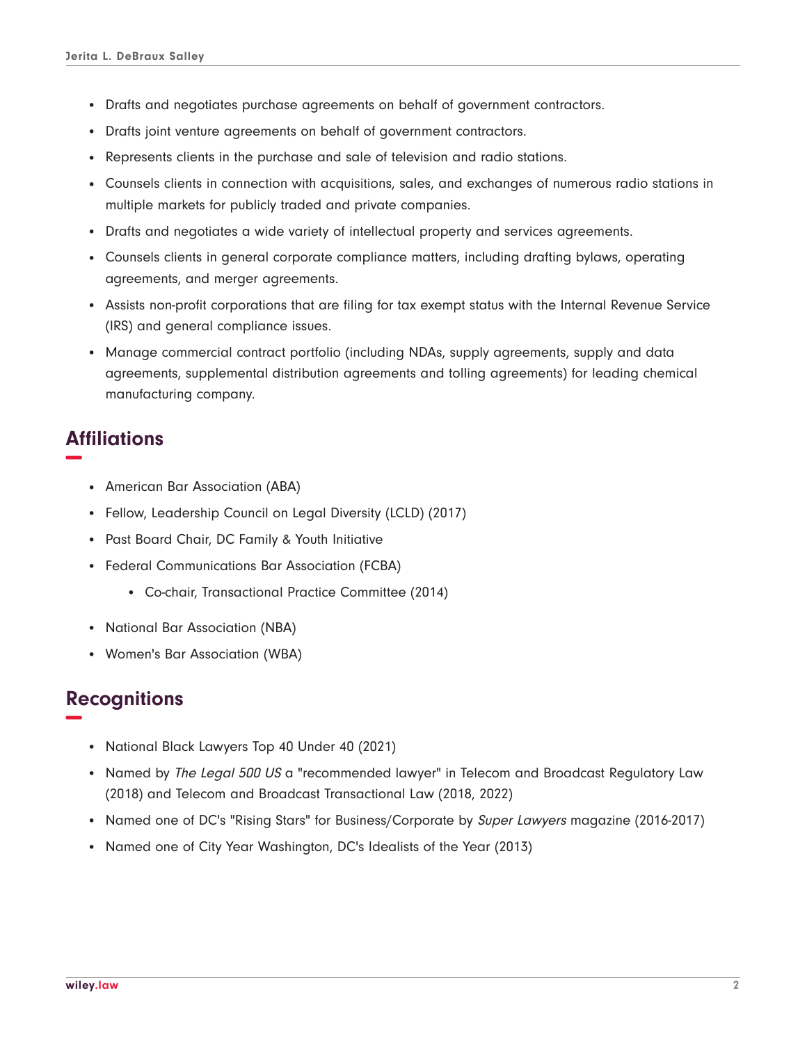- Drafts and negotiates purchase agreements on behalf of government contractors.
- Drafts joint venture agreements on behalf of government contractors.
- Represents clients in the purchase and sale of television and radio stations.
- Counsels clients in connection with acquisitions, sales, and exchanges of numerous radio stations in multiple markets for publicly traded and private companies.
- Drafts and negotiates a wide variety of intellectual property and services agreements.
- Counsels clients in general corporate compliance matters, including drafting bylaws, operating agreements, and merger agreements.
- Assists non-profit corporations that are filing for tax exempt status with the Internal Revenue Service (IRS) and general compliance issues.
- Manage commercial contract portfolio (including NDAs, supply agreements, supply and data agreements, supplemental distribution agreements and tolling agreements) for leading chemical manufacturing company.

## Affiliations

- American Bar Association (ABA)
- Fellow, Leadership Council on Legal Diversity (LCLD) (2017)
- Past Board Chair, DC Family & Youth Initiative
- Federal Communications Bar Association (FCBA)
  - Co-chair, Transactional Practice Committee (2014)
- National Bar Association (NBA)
- Women's Bar Association (WBA)

## Recognitions

- National Black Lawyers Top 40 Under 40 (2021)
- Named by *The Legal 500 US* a "recommended lawyer" in Telecom and Broadcast Regulatory Law (2018) and Telecom and Broadcast Transactional Law (2018, 2022)
- Named one of DC's "Rising Stars" for Business/Corporate by *Super Lawyers* magazine (2016-2017)
- Named one of City Year Washington, DC's Idealists of the Year (2013)